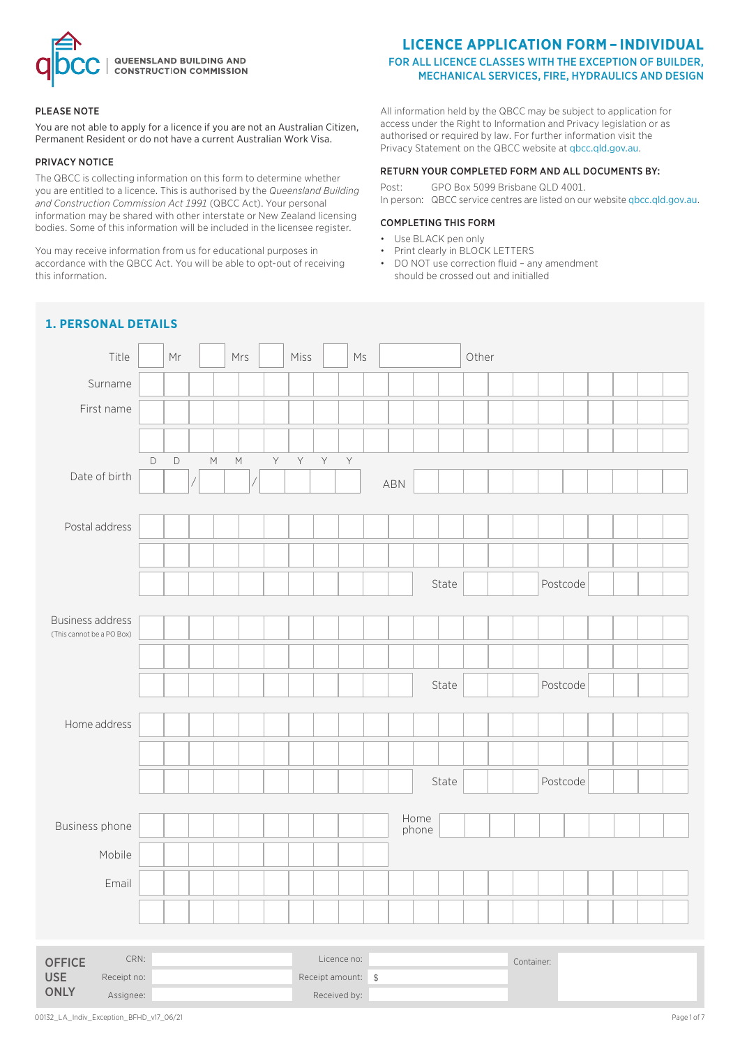QBCC | QUEENSLAND BUILDING AND CONSTRUCTION COMMISSION

# LICENCE APPLICATION FORM – INDIVIDUAL

## FOR ALL LICENCE CLASSES WITH THE EXCEPTION OF BUILDER, MECHANICAL SERVICES, FIRE, HYDRAULICS AND DESIGN

**PLEASE NOTE**

You are not able to apply for a licence if you are not an Australian Citizen, Permanent Resident or do not have a current Australian Work Visa.

**PRIVACY NOTICE**

The QBCC is collecting information on this form to determine whether you are entitled to a licence. This is authorised by the *Queensland Building and Construction Commission Act 1991* (QBCC Act). Your personal information may be shared with other interstate or New Zealand licensing bodies. Some of this information will be included in the licensee register.

You may receive information from us for educational purposes in accordance with the QBCC Act. You will be able to opt-out of receiving this information.

All information held by the QBCC may be subject to application for access under the Right to Information and Privacy legislation or as authorised or required by law. For further information visit the Privacy Statement on the QBCC website at qbcc.qld.gov.au.

**RETURN YOUR COMPLETED FORM AND ALL DOCUMENTS BY:**

Post: GPO Box 5099 Brisbane QLD 4001.
In person: QBCC service centres are listed on our website qbcc.qld.gov.au.

**COMPLETING THIS FORM**

- Use BLACK pen only
- Print clearly in BLOCK LETTERS
- DO NOT use correction fluid – any amendment should be crossed out and initialled

## 1. PERSONAL DETAILS

Title: ☐ Mr ☐ Mrs ☐ Miss ☐ Ms ☐ Other

Surname

First name

Date of birth (DD/MM/YYYY)

ABN

Postal address

State

Postcode

Business address (This cannot be a PO Box)

State

Postcode

Home address

State

Postcode

Business phone

Home phone

Mobile

Email

| OFFICE USE ONLY | | | | |
|---|---|---|---|---|
| CRN: | | Licence no: | | Container: |
| Receipt no: | | Receipt amount: $ | | |
| Assignee: | | Received by: | | |

00132_LA_Indiv_Exception_BFHD_v17_06/21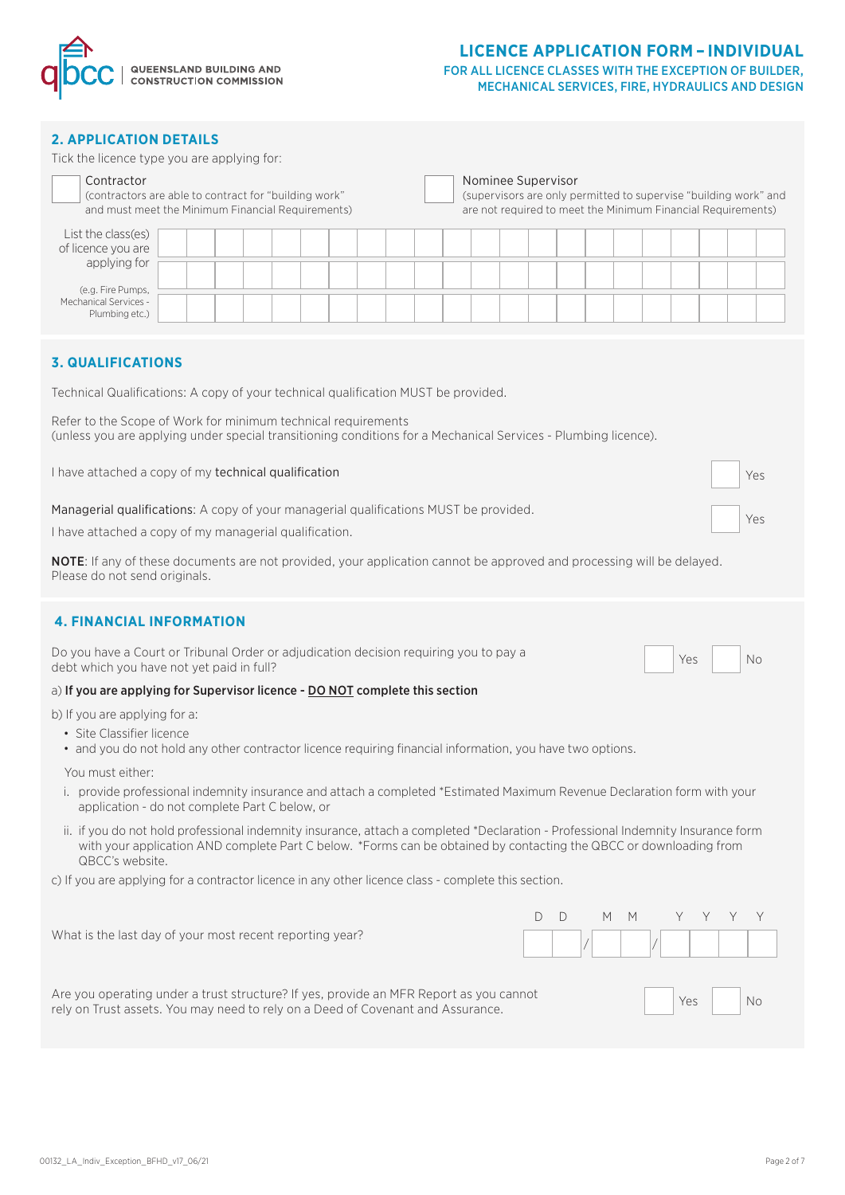# LICENCE APPLICATION FORM – INDIVIDUAL

### FOR ALL LICENCE CLASSES WITH THE EXCEPTION OF BUILDER, MECHANICAL SERVICES, FIRE, HYDRAULICS AND DESIGN

## 2. APPLICATION DETAILS

Tick the licence type you are applying for:

☐ Contractor
(contractors are able to contract for "building work" and must meet the Minimum Financial Requirements)

☐ Nominee Supervisor
(supervisors are only permitted to supervise "building work" and are not required to meet the Minimum Financial Requirements)

List the class(es) of licence you are applying for

(e.g. Fire Pumps, Mechanical Services - Plumbing etc.)

## 3. QUALIFICATIONS

Technical Qualifications: A copy of your technical qualification MUST be provided.

Refer to the Scope of Work for minimum technical requirements
(unless you are applying under special transitioning conditions for a Mechanical Services - Plumbing licence).

I have attached a copy of my technical qualification ☐ Yes

Managerial qualifications: A copy of your managerial qualifications MUST be provided.

I have attached a copy of my managerial qualification. ☐ Yes

**NOTE**: If any of these documents are not provided, your application cannot be approved and processing will be delayed. Please do not send originals.

## 4. FINANCIAL INFORMATION

Do you have a Court or Tribunal Order or adjudication decision requiring you to pay a debt which you have not yet paid in full? ☐ Yes ☐ No

a) **If you are applying for Supervisor licence - DO NOT complete this section**

b) If you are applying for a:

- Site Classifier licence
- and you do not hold any other contractor licence requiring financial information, you have two options.

You must either:

i. provide professional indemnity insurance and attach a completed *Estimated Maximum Revenue Declaration form with your application - do not complete Part C below, or

ii. if you do not hold professional indemnity insurance, attach a completed *Declaration - Professional Indemnity Insurance form with your application AND complete Part C below. *Forms can be obtained by contacting the QBCC or downloading from QBCC's website.

c) If you are applying for a contractor licence in any other licence class - complete this section.

What is the last day of your most recent reporting year? DD / MM / YYYY

Are you operating under a trust structure? If yes, provide an MFR Report as you cannot rely on Trust assets. You may need to rely on a Deed of Covenant and Assurance. ☐ Yes ☐ No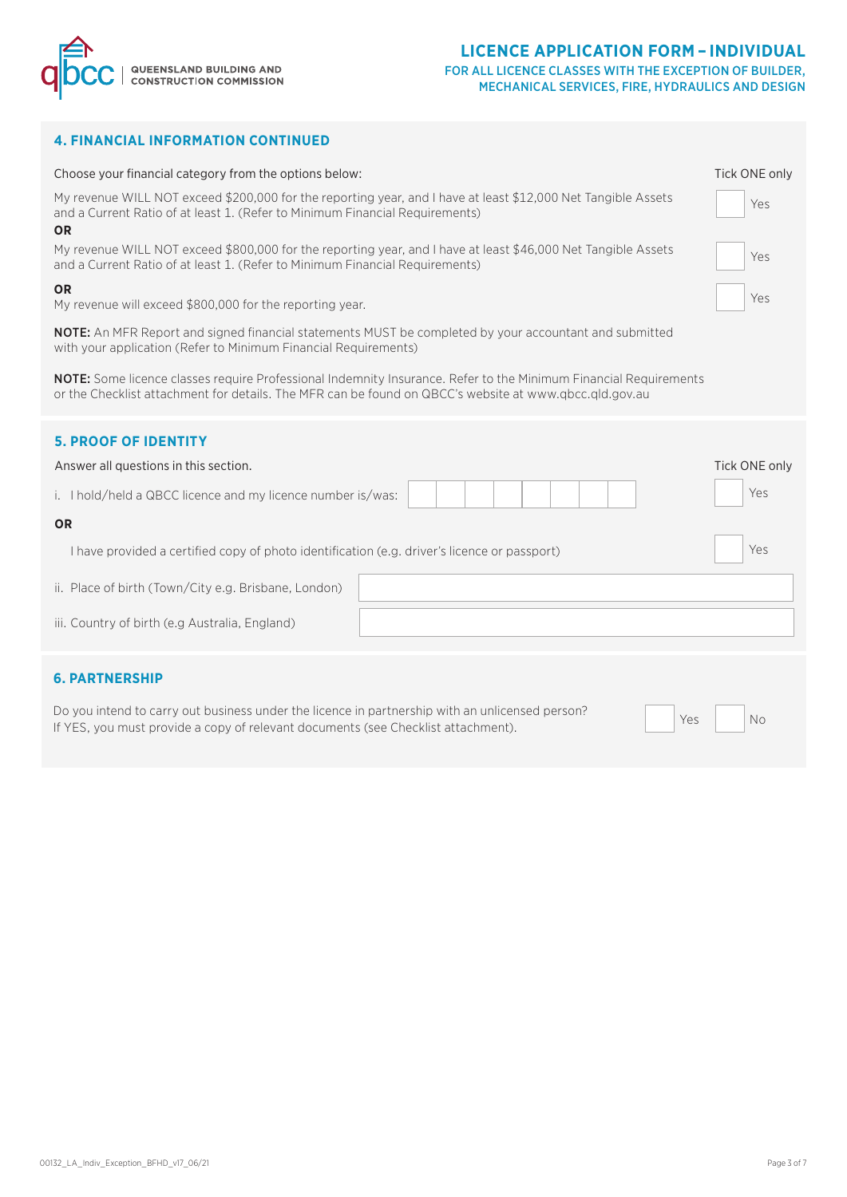## 4. FINANCIAL INFORMATION CONTINUED

Choose your financial category from the options below: Tick ONE only

My revenue WILL NOT exceed $200,000 for the reporting year, and I have at least $12,000 Net Tangible Assets and a Current Ratio of at least 1. (Refer to Minimum Financial Requirements) ☐ Yes

**OR**

My revenue WILL NOT exceed $800,000 for the reporting year, and I have at least $46,000 Net Tangible Assets and a Current Ratio of at least 1. (Refer to Minimum Financial Requirements) ☐ Yes

**OR**

My revenue will exceed $800,000 for the reporting year. ☐ Yes

**NOTE:** An MFR Report and signed financial statements MUST be completed by your accountant and submitted with your application (Refer to Minimum Financial Requirements)

**NOTE:** Some licence classes require Professional Indemnity Insurance. Refer to the Minimum Financial Requirements or the Checklist attachment for details. The MFR can be found on QBCC's website at www.qbcc.qld.gov.au

## 5. PROOF OF IDENTITY

Answer all questions in this section. Tick ONE only

i. I hold/held a QBCC licence and my licence number is/was: ☐☐☐☐☐☐☐☐ ☐ Yes

**OR**

I have provided a certified copy of photo identification (e.g. driver's licence or passport) ☐ Yes

ii. Place of birth (Town/City e.g. Brisbane, London) ____________________

iii. Country of birth (e.g Australia, England) ____________________

## 6. PARTNERSHIP

Do you intend to carry out business under the licence in partnership with an unlicensed person?
If YES, you must provide a copy of relevant documents (see Checklist attachment). ☐ Yes ☐ No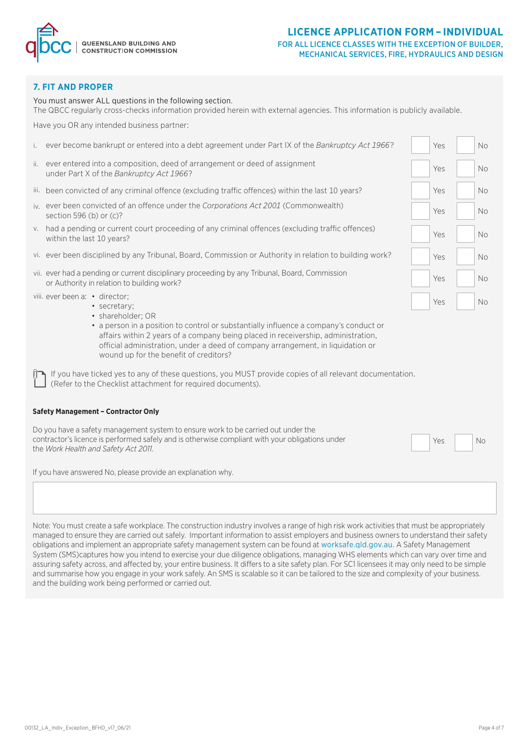## 7. FIT AND PROPER

You must answer ALL questions in the following section.
The QBCC regularly cross-checks information provided herein with external agencies. This information is publicly available.

Have you OR any intended business partner:

| | Question | Yes | No |
|---|---|---|---|
| i. | ever become bankrupt or entered into a debt agreement under Part IX of the *Bankruptcy Act 1966*? | ☐ Yes | ☐ No |
| ii. | ever entered into a composition, deed of arrangement or deed of assignment under Part X of the *Bankruptcy Act 1966*? | ☐ Yes | ☐ No |
| iii. | been convicted of any criminal offence (excluding traffic offences) within the last 10 years? | ☐ Yes | ☐ No |
| iv. | ever been convicted of an offence under the *Corporations Act 2001* (Commonwealth) section 596 (b) or (c)? | ☐ Yes | ☐ No |
| v. | had a pending or current court proceeding of any criminal offences (excluding traffic offences) within the last 10 years? | ☐ Yes | ☐ No |
| vi. | ever been disciplined by any Tribunal, Board, Commission or Authority in relation to building work? | ☐ Yes | ☐ No |
| vii. | ever had a pending or current disciplinary proceeding by any Tribunal, Board, Commission or Authority in relation to building work? | ☐ Yes | ☐ No |
| viii. | ever been a: • director; • secretary; • shareholder; OR • a person in a position to control or substantially influence a company's conduct or affairs within 2 years of a company being placed in receivership, administration, official administration, under a deed of company arrangement, in liquidation or wound up for the benefit of creditors? | ☐ Yes | ☐ No |

If you have ticked yes to any of these questions, you MUST provide copies of all relevant documentation. (Refer to the Checklist attachment for required documents).

**Safety Management – Contractor Only**

Do you have a safety management system to ensure work to be carried out under the contractor's licence is performed safely and is otherwise compliant with your obligations under the *Work Health and Safety Act 2011.* ☐ Yes ☐ No

If you have answered No, please provide an explanation why.

Note: You must create a safe workplace. The construction industry involves a range of high risk work activities that must be appropriately managed to ensure they are carried out safely. Important information to assist employers and business owners to understand their safety obligations and implement an appropriate safety management system can be found at worksafe.qld.gov.au. A Safety Management System (SMS)captures how you intend to exercise your due diligence obligations, managing WHS elements which can vary over time and assuring safety across, and affected by, your entire business. It differs to a site safety plan. For SC1 licensees it may only need to be simple and summarise how you engage in your work safely. An SMS is scalable so it can be tailored to the size and complexity of your business. and the building work being performed or carried out.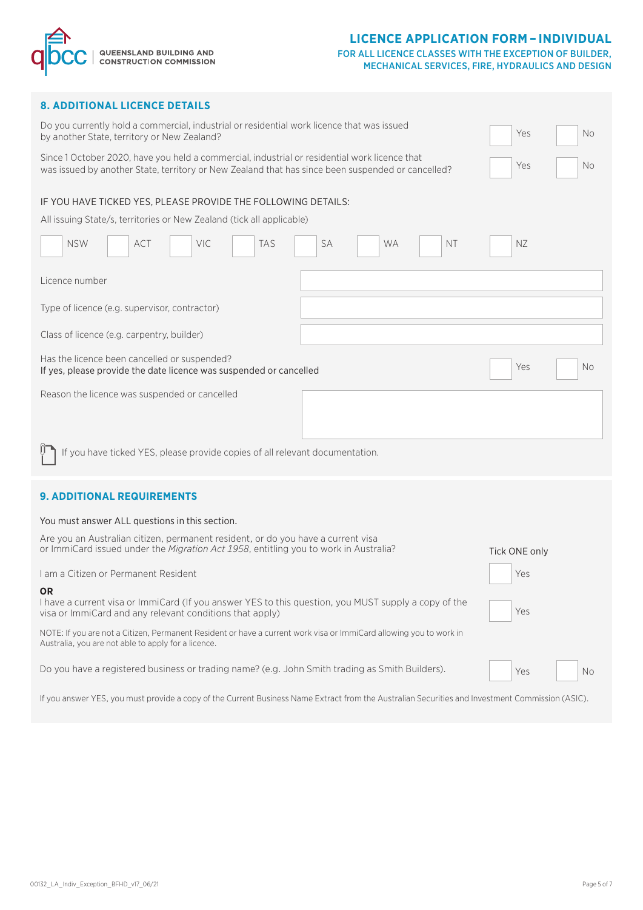## 8. ADDITIONAL LICENCE DETAILS

Do you currently hold a commercial, industrial or residential work licence that was issued by another State, territory or New Zealand? ☐ Yes ☐ No

Since 1 October 2020, have you held a commercial, industrial or residential work licence that was issued by another State, territory or New Zealand that has since been suspended or cancelled? ☐ Yes ☐ No

IF YOU HAVE TICKED YES, PLEASE PROVIDE THE FOLLOWING DETAILS:

All issuing State/s, territories or New Zealand (tick all applicable)

☐ NSW ☐ ACT ☐ VIC ☐ TAS ☐ SA ☐ WA ☐ NT ☐ NZ

| | |
|---|---|
| Licence number | |
| Type of licence (e.g. supervisor, contractor) | |
| Class of licence (e.g. carpentry, builder) | |

Has the licence been cancelled or suspended?
If yes, please provide the date licence was suspended or cancelled ☐ Yes ☐ No

Reason the licence was suspended or cancelled

If you have ticked YES, please provide copies of all relevant documentation.

## 9. ADDITIONAL REQUIREMENTS

You must answer ALL questions in this section.

Are you an Australian citizen, permanent resident, or do you have a current visa or ImmiCard issued under the *Migration Act 1958*, entitling you to work in Australia?

Tick ONE only

I am a Citizen or Permanent Resident ☐ Yes

**OR**

I have a current visa or ImmiCard (If you answer YES to this question, you MUST supply a copy of the visa or ImmiCard and any relevant conditions that apply) ☐ Yes

NOTE: If you are not a Citizen, Permanent Resident or have a current work visa or ImmiCard allowing you to work in Australia, you are not able to apply for a licence.

Do you have a registered business or trading name? (e.g. John Smith trading as Smith Builders). ☐ Yes ☐ No

If you answer YES, you must provide a copy of the Current Business Name Extract from the Australian Securities and Investment Commission (ASIC).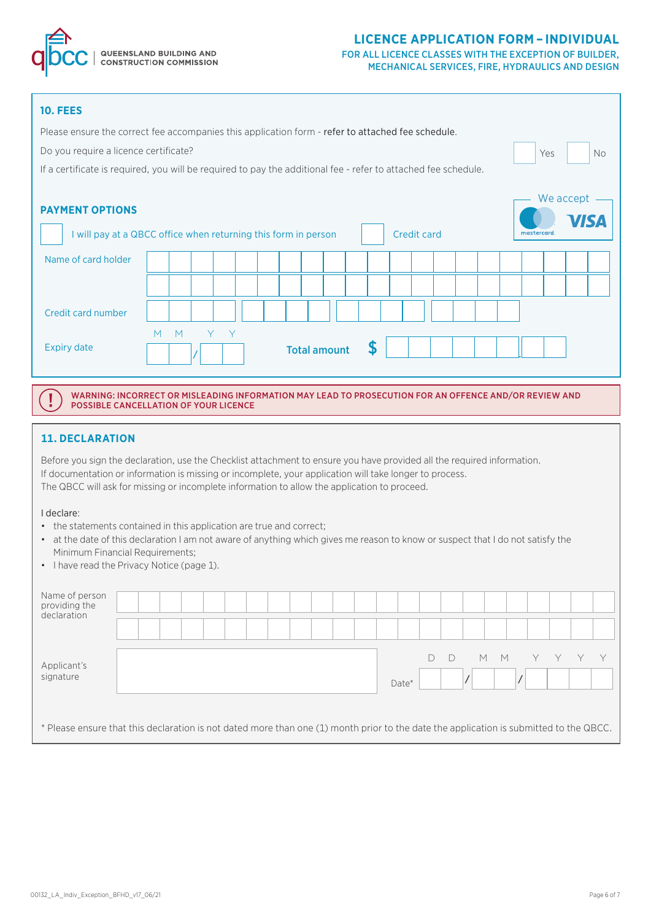## 10. FEES

Please ensure the correct fee accompanies this application form - refer to attached fee schedule.

Do you require a licence certificate? ☐ Yes ☐ No

If a certificate is required, you will be required to pay the additional fee - refer to attached fee schedule.

### PAYMENT OPTIONS

We accept mastercard VISA

☐ I will pay at a QBCC office when returning this form in person ☐ Credit card

Name of card holder

Credit card number

Expiry date MM / YY

Total amount $

**WARNING: INCORRECT OR MISLEADING INFORMATION MAY LEAD TO PROSECUTION FOR AN OFFENCE AND/OR REVIEW AND POSSIBLE CANCELLATION OF YOUR LICENCE**

## 11. DECLARATION

Before you sign the declaration, use the Checklist attachment to ensure you have provided all the required information. If documentation or information is missing or incomplete, your application will take longer to process. The QBCC will ask for missing or incomplete information to allow the application to proceed.

I declare:

- the statements contained in this application are true and correct;
- at the date of this declaration I am not aware of anything which gives me reason to know or suspect that I do not satisfy the Minimum Financial Requirements;
- I have read the Privacy Notice (page 1).

Name of person providing the declaration

Applicant's signature

Date* DD / MM / YYYY

* Please ensure that this declaration is not dated more than one (1) month prior to the date the application is submitted to the QBCC.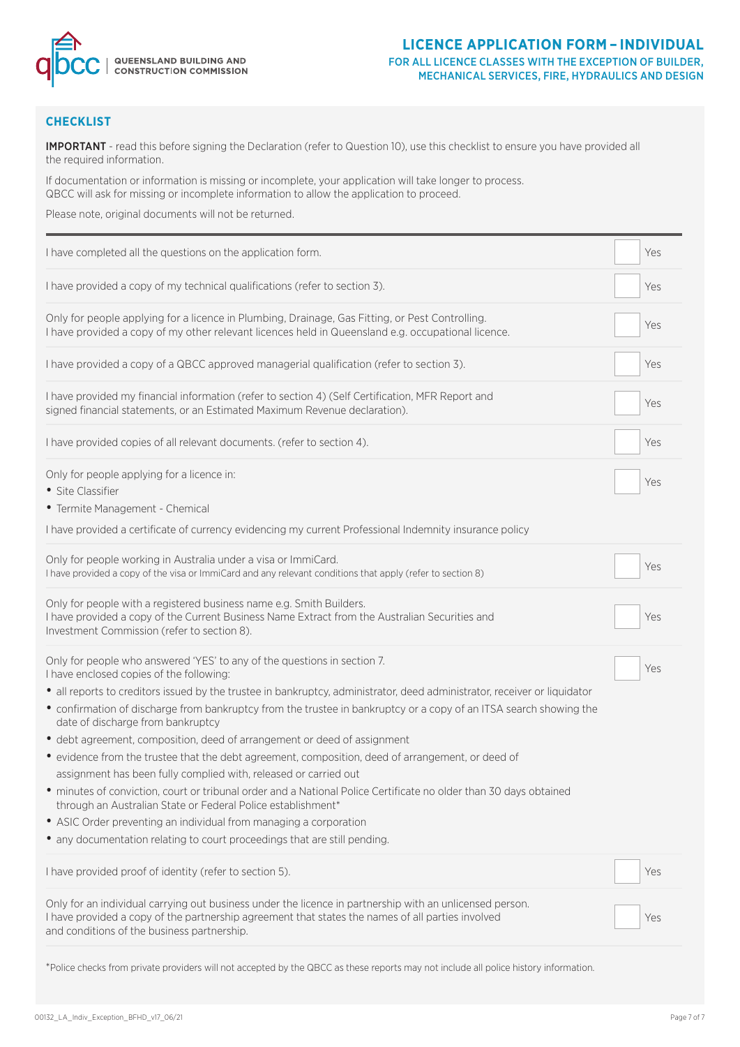# LICENCE APPLICATION FORM – INDIVIDUAL

FOR ALL LICENCE CLASSES WITH THE EXCEPTION OF BUILDER, MECHANICAL SERVICES, FIRE, HYDRAULICS AND DESIGN

## CHECKLIST

**IMPORTANT** - read this before signing the Declaration (refer to Question 10), use this checklist to ensure you have provided all the required information.

If documentation or information is missing or incomplete, your application will take longer to process. QBCC will ask for missing or incomplete information to allow the application to proceed.

Please note, original documents will not be returned.

| | |
|---|---|
| I have completed all the questions on the application form. | ☐ Yes |
| I have provided a copy of my technical qualifications (refer to section 3). | ☐ Yes |
| Only for people applying for a licence in Plumbing, Drainage, Gas Fitting, or Pest Controlling.<br>I have provided a copy of my other relevant licences held in Queensland e.g. occupational licence. | ☐ Yes |
| I have provided a copy of a QBCC approved managerial qualification (refer to section 3). | ☐ Yes |
| I have provided my financial information (refer to section 4) (Self Certification, MFR Report and signed financial statements, or an Estimated Maximum Revenue declaration). | ☐ Yes |
| I have provided copies of all relevant documents. (refer to section 4). | ☐ Yes |
| Only for people applying for a licence in:<br>• Site Classifier<br>• Termite Management - Chemical<br><br>I have provided a certificate of currency evidencing my current Professional Indemnity insurance policy | ☐ Yes |
| Only for people working in Australia under a visa or ImmiCard.<br>I have provided a copy of the visa or ImmiCard and any relevant conditions that apply (refer to section 8) | ☐ Yes |
| Only for people with a registered business name e.g. Smith Builders.<br>I have provided a copy of the Current Business Name Extract from the Australian Securities and Investment Commission (refer to section 8). | ☐ Yes |
| Only for people who answered 'YES' to any of the questions in section 7.<br>I have enclosed copies of the following:<br>• all reports to creditors issued by the trustee in bankruptcy, administrator, deed administrator, receiver or liquidator<br>• confirmation of discharge from bankruptcy from the trustee in bankruptcy or a copy of an ITSA search showing the date of discharge from bankruptcy<br>• debt agreement, composition, deed of arrangement or deed of assignment<br>• evidence from the trustee that the debt agreement, composition, deed of arrangement, or deed of assignment has been fully complied with, released or carried out<br>• minutes of conviction, court or tribunal order and a National Police Certificate no older than 30 days obtained through an Australian State or Federal Police establishment*<br>• ASIC Order preventing an individual from managing a corporation<br>• any documentation relating to court proceedings that are still pending. | ☐ Yes |
| I have provided proof of identity (refer to section 5). | ☐ Yes |
| Only for an individual carrying out business under the licence in partnership with an unlicensed person.<br>I have provided a copy of the partnership agreement that states the names of all parties involved and conditions of the business partnership. | ☐ Yes |

*Police checks from private providers will not accepted by the QBCC as these reports may not include all police history information.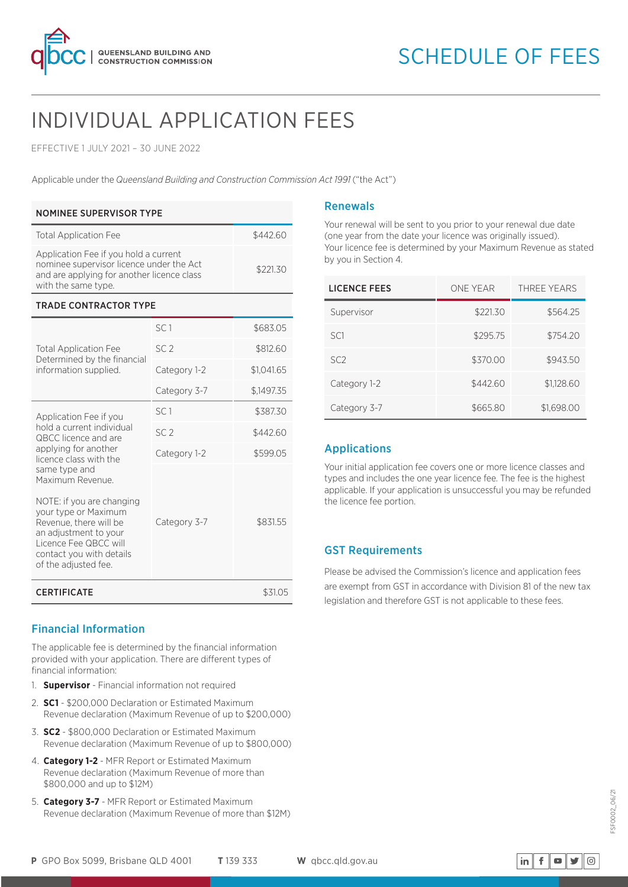# SCHEDULE OF FEES

# INDIVIDUAL APPLICATION FEES

EFFECTIVE 1 JULY 2021 – 30 JUNE 2022

Applicable under the *Queensland Building and Construction Commission Act 1991* ("the Act")

| NOMINEE SUPERVISOR TYPE | | |
|---|---|---|
| Total Application Fee | | $442.60 |
| Application Fee if you hold a current nominee supervisor licence under the Act and are applying for another licence class with the same type. | | $221.30 |
| **TRADE CONTRACTOR TYPE** | | |
| Total Application Fee Determined by the financial information supplied. | SC 1 | $683.05 |
| | SC 2 | $812.60 |
| | Category 1-2 | $1,041.65 |
| | Category 3-7 | $1,497.35 |
| Application Fee if you hold a current individual QBCC licence and are applying for another licence class with the same type and Maximum Revenue. NOTE: if you are changing your type or Maximum Revenue, there will be an adjustment to your Licence Fee QBCC will contact you with details of the adjusted fee. | SC 1 | $387.30 |
| | SC 2 | $442.60 |
| | Category 1-2 | $599.05 |
| | Category 3-7 | $831.55 |
| **CERTIFICATE** | | $31.05 |

## Financial Information

The applicable fee is determined by the financial information provided with your application. There are different types of financial information:

1. **Supervisor** - Financial information not required
2. **SC1** - $200,000 Declaration or Estimated Maximum Revenue declaration (Maximum Revenue of up to $200,000)
3. **SC2** - $800,000 Declaration or Estimated Maximum Revenue declaration (Maximum Revenue of up to $800,000)
4. **Category 1-2** - MFR Report or Estimated Maximum Revenue declaration (Maximum Revenue of more than $800,000 and up to $12M)
5. **Category 3-7** - MFR Report or Estimated Maximum Revenue declaration (Maximum Revenue of more than $12M)

## Renewals

Your renewal will be sent to you prior to your renewal due date (one year from the date your licence was originally issued). Your licence fee is determined by your Maximum Revenue as stated by you in Section 4.

| LICENCE FEES | ONE YEAR | THREE YEARS |
|---|---|---|
| Supervisor | $221.30 | $564.25 |
| SC1 | $295.75 | $754.20 |
| SC2 | $370.00 | $943.50 |
| Category 1-2 | $442.60 | $1,128.60 |
| Category 3-7 | $665.80 | $1,698.00 |

## Applications

Your initial application fee covers one or more licence classes and types and includes the one year licence fee. The fee is the highest applicable. If your application is unsuccessful you may be refunded the licence fee portion.

## GST Requirements

Please be advised the Commission's licence and application fees are exempt from GST in accordance with Division 81 of the new tax legislation and therefore GST is not applicable to these fees.

**P** GPO Box 5099, Brisbane QLD 4001 **T** 139 333 **W** qbcc.qld.gov.au

FSF0002_06/21